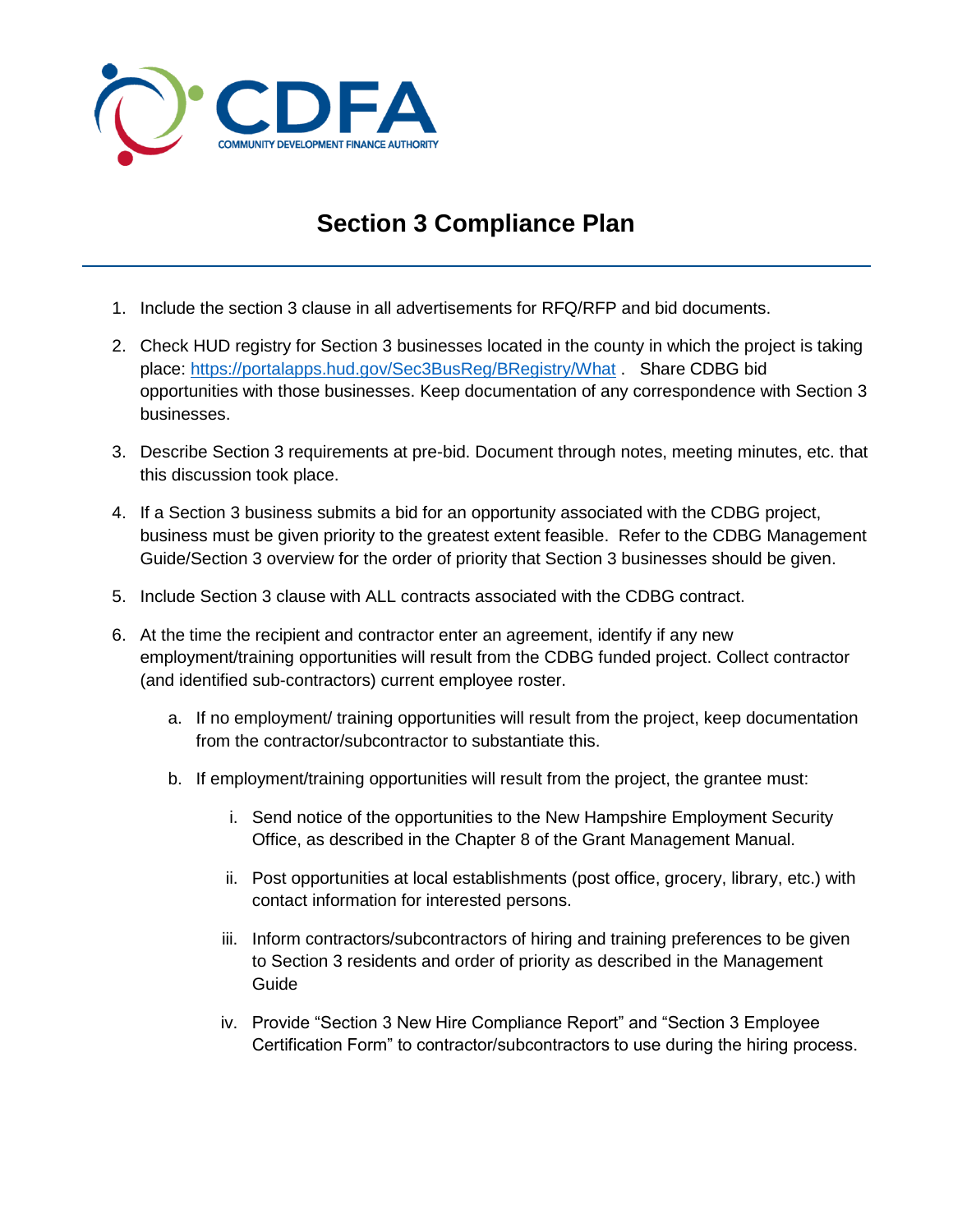CDFA
COMMUNITY DEVELOPMENT FINANCE AUTHORITY

# Section 3 Compliance Plan

1. Include the section 3 clause in all advertisements for RFQ/RFP and bid documents.

2. Check HUD registry for Section 3 businesses located in the county in which the project is taking place: https://portalapps.hud.gov/Sec3BusReg/BRegistry/What . Share CDBG bid opportunities with those businesses. Keep documentation of any correspondence with Section 3 businesses.

3. Describe Section 3 requirements at pre-bid. Document through notes, meeting minutes, etc. that this discussion took place.

4. If a Section 3 business submits a bid for an opportunity associated with the CDBG project, business must be given priority to the greatest extent feasible. Refer to the CDBG Management Guide/Section 3 overview for the order of priority that Section 3 businesses should be given.

5. Include Section 3 clause with ALL contracts associated with the CDBG contract.

6. At the time the recipient and contractor enter an agreement, identify if any new employment/training opportunities will result from the CDBG funded project. Collect contractor (and identified sub-contractors) current employee roster.

   a. If no employment/ training opportunities will result from the project, keep documentation from the contractor/subcontractor to substantiate this.

   b. If employment/training opportunities will result from the project, the grantee must:

      i. Send notice of the opportunities to the New Hampshire Employment Security Office, as described in the Chapter 8 of the Grant Management Manual.

      ii. Post opportunities at local establishments (post office, grocery, library, etc.) with contact information for interested persons.

      iii. Inform contractors/subcontractors of hiring and training preferences to be given to Section 3 residents and order of priority as described in the Management Guide

      iv. Provide "Section 3 New Hire Compliance Report" and "Section 3 Employee Certification Form" to contractor/subcontractors to use during the hiring process.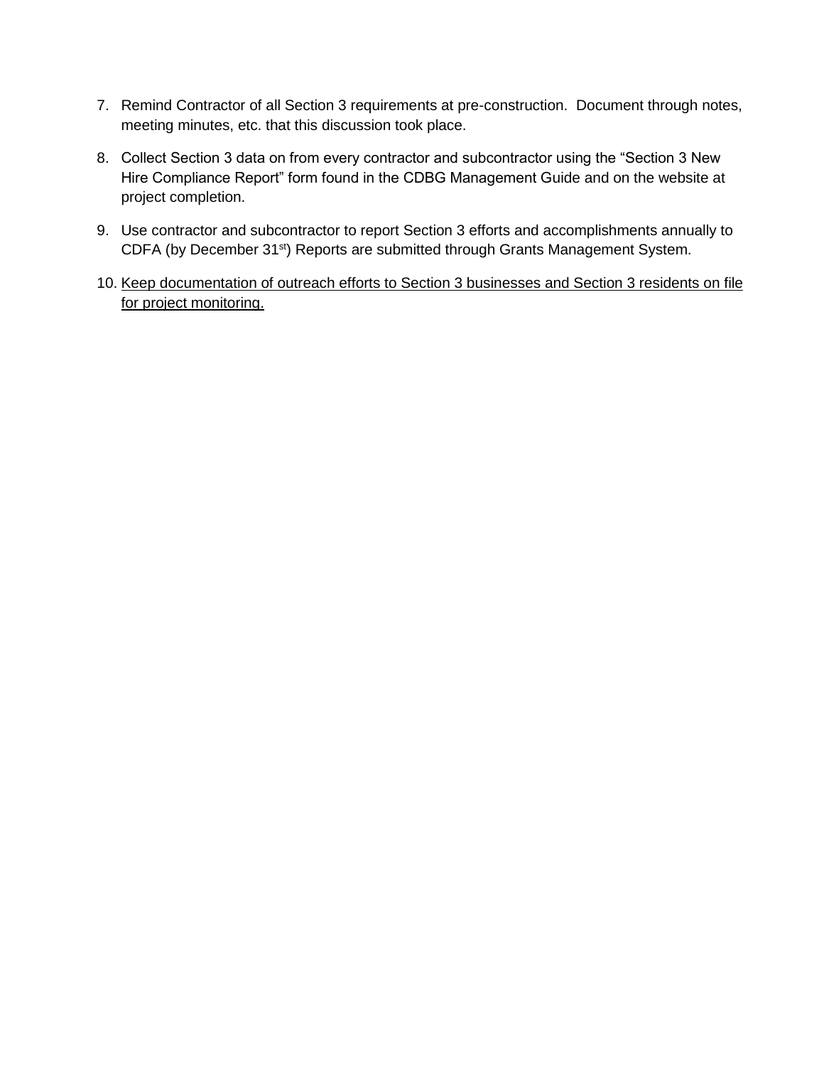7. Remind Contractor of all Section 3 requirements at pre-construction. Document through notes, meeting minutes, etc. that this discussion took place.

8. Collect Section 3 data on from every contractor and subcontractor using the “Section 3 New Hire Compliance Report” form found in the CDBG Management Guide and on the website at project completion.

9. Use contractor and subcontractor to report Section 3 efforts and accomplishments annually to CDFA (by December 31st) Reports are submitted through Grants Management System.

10. <u>Keep documentation of outreach efforts to Section 3 businesses and Section 3 residents on file for project monitoring.</u>